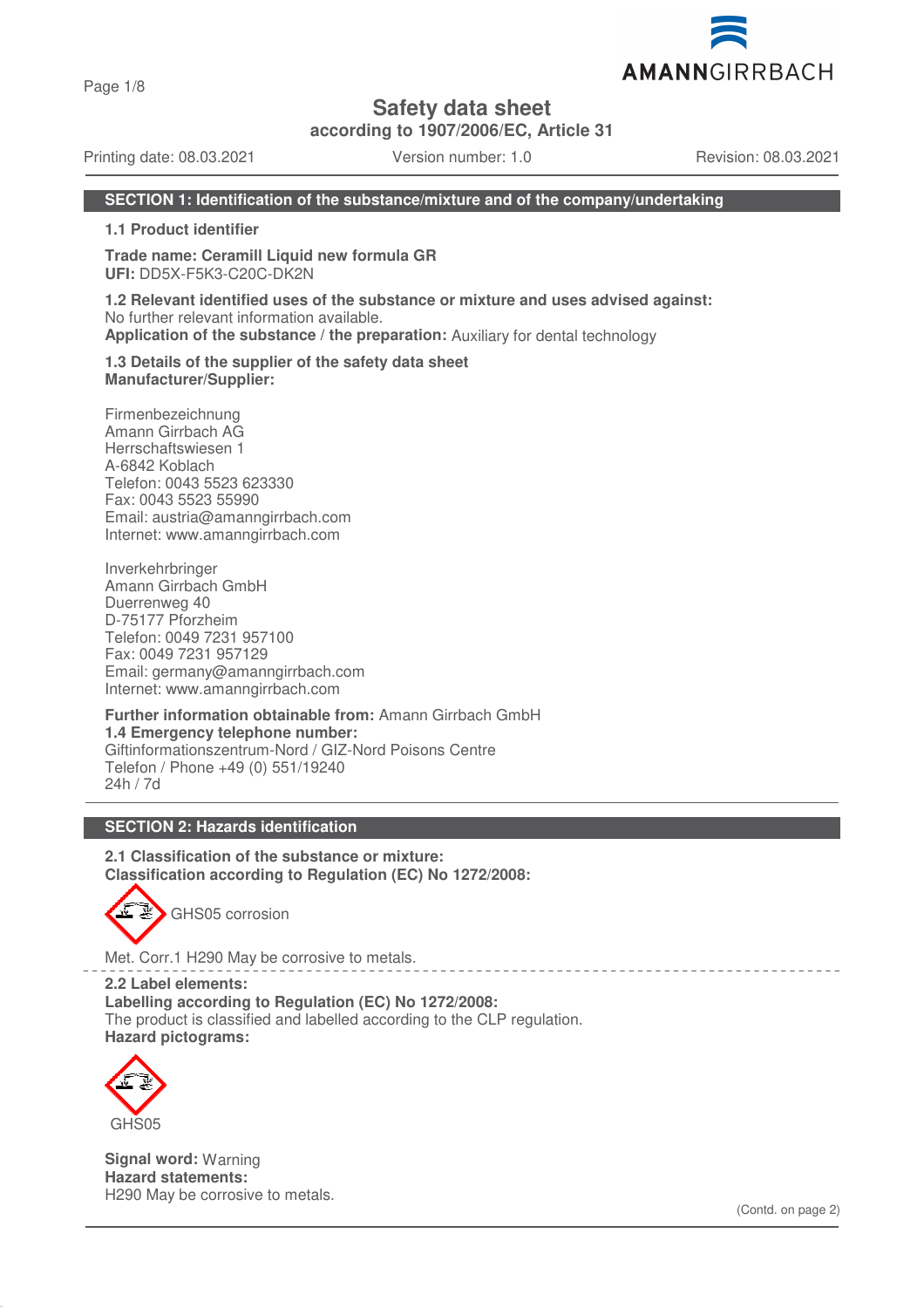# Safety data sheet

**according to 1907/2006/EC, Article 31**

Printing date: 08.03.2021 | Version number: 1.0 | Revision: 08.03.2021

## SECTION 1: Identification of the substance/mixture and of the company/undertaking

**1.1 Product identifier**

**Trade name: Ceramill Liquid new formula GR**
**UFI:** DD5X-F5K3-C20C-DK2N

**1.2 Relevant identified uses of the substance or mixture and uses advised against:**
No further relevant information available.
**Application of the substance / the preparation:** Auxiliary for dental technology

**1.3 Details of the supplier of the safety data sheet**
**Manufacturer/Supplier:**

Firmenbezeichnung
Amann Girrbach AG
Herrschaftswiesen 1
A-6842 Koblach
Telefon: 0043 5523 623330
Fax: 0043 5523 55990
Email: austria@amanngirrbach.com
Internet: www.amanngirrbach.com

Inverkehrbringer
Amann Girrbach GmbH
Duerrenweg 40
D-75177 Pforzheim
Telefon: 0049 7231 957100
Fax: 0049 7231 957129
Email: germany@amanngirrbach.com
Internet: www.amanngirrbach.com

**Further information obtainable from:** Amann Girrbach GmbH
**1.4 Emergency telephone number:**
Giftinformationszentrum-Nord / GIZ-Nord Poisons Centre
Telefon / Phone +49 (0) 551/19240
24h / 7d

## SECTION 2: Hazards identification

**2.1 Classification of the substance or mixture:**
**Classification according to Regulation (EC) No 1272/2008:**

GHS05 corrosion

Met. Corr.1 H290 May be corrosive to metals.

**2.2 Label elements:**
**Labelling according to Regulation (EC) No 1272/2008:**
The product is classified and labelled according to the CLP regulation.
**Hazard pictograms:**

GHS05

**Signal word:** Warning
**Hazard statements:**
H290 May be corrosive to metals.

(Contd. on page 2)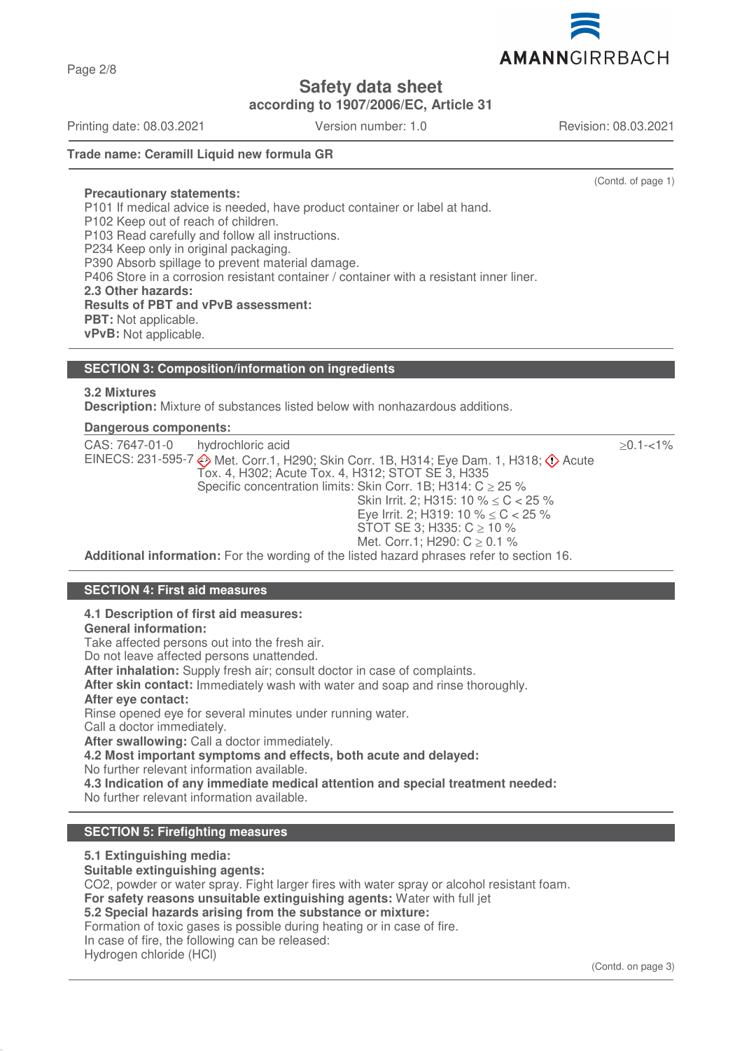Trade name: Ceramill Liquid new formula GR

(Contd. of page 1)

**Precautionary statements:**
P101 If medical advice is needed, have product container or label at hand.
P102 Keep out of reach of children.
P103 Read carefully and follow all instructions.
P234 Keep only in original packaging.
P390 Absorb spillage to prevent material damage.
P406 Store in a corrosion resistant container / container with a resistant inner liner.

**2.3 Other hazards:**
**Results of PBT and vPvB assessment:**
**PBT:** Not applicable.
**vPvB:** Not applicable.

## SECTION 3: Composition/information on ingredients

**3.2 Mixtures**
**Description:** Mixture of substances listed below with nonhazardous additions.

**Dangerous components:**

| | | |
|---|---|---|
| CAS: 7647-01-0<br>EINECS: 231-595-7 | hydrochloric acid<br>Met. Corr.1, H290; Skin Corr. 1B, H314; Eye Dam. 1, H318; Acute Tox. 4, H302; Acute Tox. 4, H312; STOT SE 3, H335<br>Specific concentration limits: Skin Corr. 1B; H314: C ≥ 25 %<br>Skin Irrit. 2; H315: 10 % ≤ C < 25 %<br>Eye Irrit. 2; H319: 10 % ≤ C < 25 %<br>STOT SE 3; H335: C ≥ 10 %<br>Met. Corr.1; H290: C ≥ 0.1 % | ≥0.1-<1% |

**Additional information:** For the wording of the listed hazard phrases refer to section 16.

## SECTION 4: First aid measures

**4.1 Description of first aid measures:**
**General information:**
Take affected persons out into the fresh air.
Do not leave affected persons unattended.
**After inhalation:** Supply fresh air; consult doctor in case of complaints.
**After skin contact:** Immediately wash with water and soap and rinse thoroughly.
**After eye contact:**
Rinse opened eye for several minutes under running water.
Call a doctor immediately.
**After swallowing:** Call a doctor immediately.
**4.2 Most important symptoms and effects, both acute and delayed:**
No further relevant information available.
**4.3 Indication of any immediate medical attention and special treatment needed:**
No further relevant information available.

## SECTION 5: Firefighting measures

**5.1 Extinguishing media:**
**Suitable extinguishing agents:**
$CO_2$, powder or water spray. Fight larger fires with water spray or alcohol resistant foam.
**For safety reasons unsuitable extinguishing agents:** Water with full jet
**5.2 Special hazards arising from the substance or mixture:**
Formation of toxic gases is possible during heating or in case of fire.
In case of fire, the following can be released:
Hydrogen chloride (HCl)

(Contd. on page 3)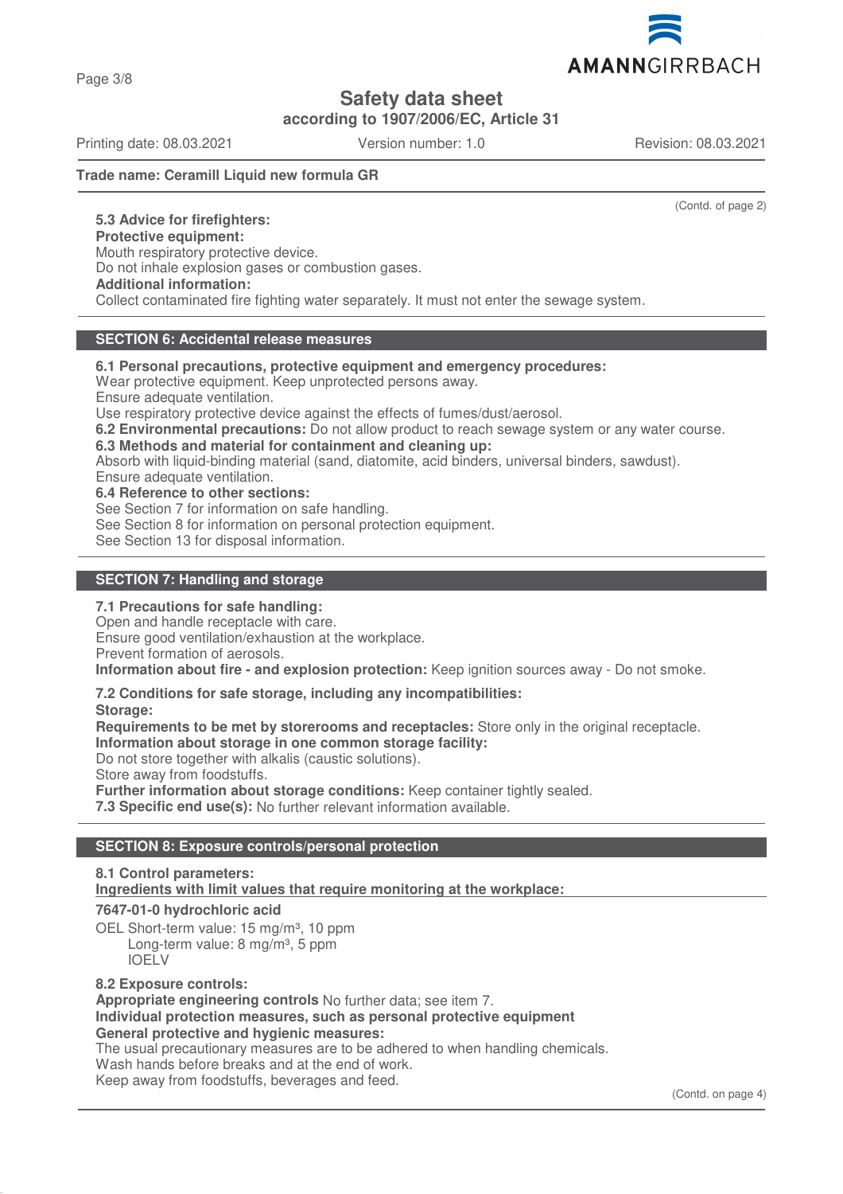**Trade name: Ceramill Liquid new formula GR**

(Contd. of page 2)

**5.3 Advice for firefighters:**
**Protective equipment:**
Mouth respiratory protective device.
Do not inhale explosion gases or combustion gases.
**Additional information:**
Collect contaminated fire fighting water separately. It must not enter the sewage system.

## SECTION 6: Accidental release measures

**6.1 Personal precautions, protective equipment and emergency procedures:**
Wear protective equipment. Keep unprotected persons away.
Ensure adequate ventilation.
Use respiratory protective device against the effects of fumes/dust/aerosol.
**6.2 Environmental precautions:** Do not allow product to reach sewage system or any water course.
**6.3 Methods and material for containment and cleaning up:**
Absorb with liquid-binding material (sand, diatomite, acid binders, universal binders, sawdust).
Ensure adequate ventilation.
**6.4 Reference to other sections:**
See Section 7 for information on safe handling.
See Section 8 for information on personal protection equipment.
See Section 13 for disposal information.

## SECTION 7: Handling and storage

**7.1 Precautions for safe handling:**
Open and handle receptacle with care.
Ensure good ventilation/exhaustion at the workplace.
Prevent formation of aerosols.
**Information about fire - and explosion protection:** Keep ignition sources away - Do not smoke.

**7.2 Conditions for safe storage, including any incompatibilities:**
**Storage:**
**Requirements to be met by storerooms and receptacles:** Store only in the original receptacle.
**Information about storage in one common storage facility:**
Do not store together with alkalis (caustic solutions).
Store away from foodstuffs.
**Further information about storage conditions:** Keep container tightly sealed.
**7.3 Specific end use(s):** No further relevant information available.

## SECTION 8: Exposure controls/personal protection

**8.1 Control parameters:**
**Ingredients with limit values that require monitoring at the workplace:**

**7647-01-0 hydrochloric acid**
OEL Short-term value: 15 mg/m³, 10 ppm
Long-term value: 8 mg/m³, 5 ppm
IOELV

**8.2 Exposure controls:**
**Appropriate engineering controls** No further data; see item 7.
**Individual protection measures, such as personal protective equipment**
**General protective and hygienic measures:**
The usual precautionary measures are to be adhered to when handling chemicals.
Wash hands before breaks and at the end of work.
Keep away from foodstuffs, beverages and feed.

(Contd. on page 4)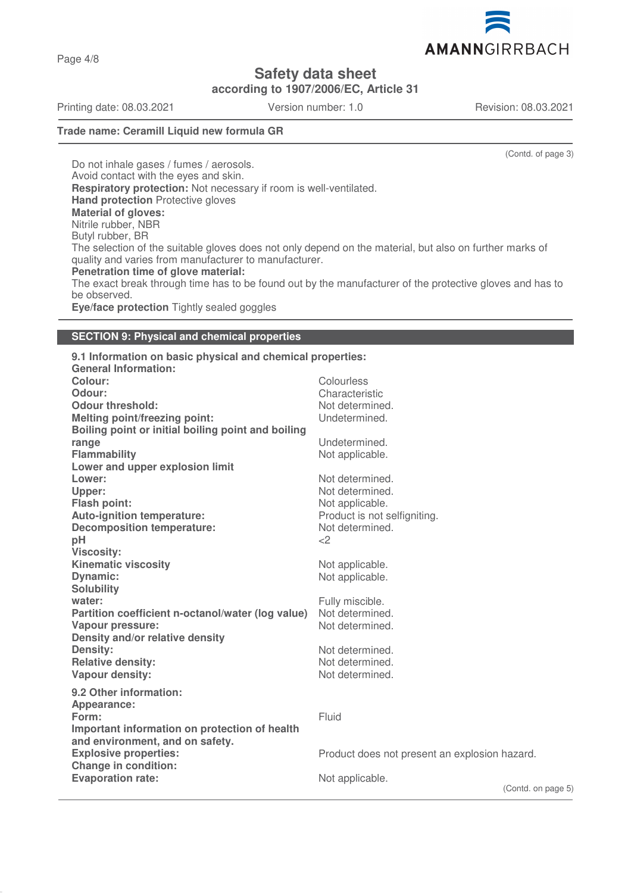Safety data sheet
according to 1907/2006/EC, Article 31

Printing date: 08.03.2021 | Version number: 1.0 | Revision: 08.03.2021

**Trade name: Ceramill Liquid new formula GR**

(Contd. of page 3)

Do not inhale gases / fumes / aerosols.
Avoid contact with the eyes and skin.
**Respiratory protection:** Not necessary if room is well-ventilated.
**Hand protection** Protective gloves
**Material of gloves:**
Nitrile rubber, NBR
Butyl rubber, BR
The selection of the suitable gloves does not only depend on the material, but also on further marks of quality and varies from manufacturer to manufacturer.
**Penetration time of glove material:**
The exact break through time has to be found out by the manufacturer of the protective gloves and has to be observed.
**Eye/face protection** Tightly sealed goggles

## SECTION 9: Physical and chemical properties

**9.1 Information on basic physical and chemical properties:**
**General Information:**

| | |
|---|---|
| **Colour:** | Colourless |
| **Odour:** | Characteristic |
| **Odour threshold:** | Not determined. |
| **Melting point/freezing point:** | Undetermined. |
| **Boiling point or initial boiling point and boiling range** | Undetermined. |
| **Flammability** | Not applicable. |
| **Lower and upper explosion limit** | |
| **Lower:** | Not determined. |
| **Upper:** | Not determined. |
| **Flash point:** | Not applicable. |
| **Auto-ignition temperature:** | Product is not selfigniting. |
| **Decomposition temperature:** | Not determined. |
| **pH** | <2 |
| **Viscosity:** | |
| **Kinematic viscosity** | Not applicable. |
| **Dynamic:** | Not applicable. |
| **Solubility** | |
| **water:** | Fully miscible. |
| **Partition coefficient n-octanol/water (log value)** | Not determined. |
| **Vapour pressure:** | Not determined. |
| **Density and/or relative density** | |
| **Density:** | Not determined. |
| **Relative density:** | Not determined. |
| **Vapour density:** | Not determined. |

**9.2 Other information:**

| | |
|---|---|
| **Appearance:** | |
| **Form:** | Fluid |
| **Important information on protection of health and environment, and on safety.** | |
| **Explosive properties:** | Product does not present an explosion hazard. |
| **Change in condition:** | |
| **Evaporation rate:** | Not applicable. |

(Contd. on page 5)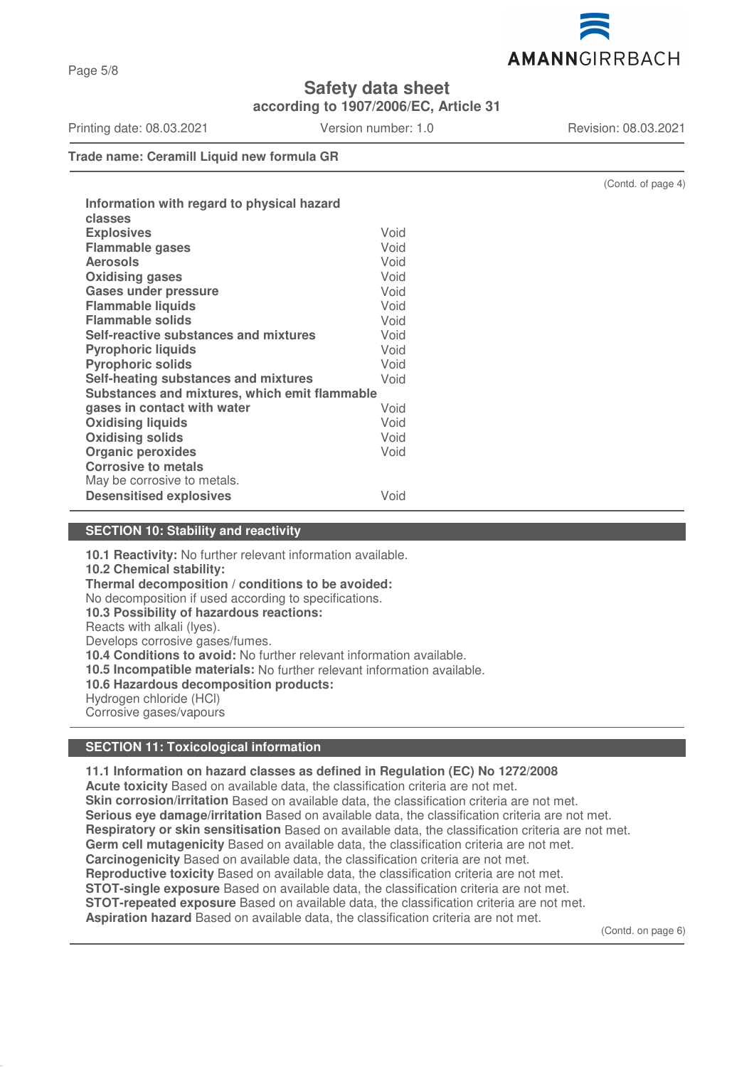**Trade name: Ceramill Liquid new formula GR**

(Contd. of page 4)

**Information with regard to physical hazard classes**

| | |
|---|---|
| **Explosives** | Void |
| **Flammable gases** | Void |
| **Aerosols** | Void |
| **Oxidising gases** | Void |
| **Gases under pressure** | Void |
| **Flammable liquids** | Void |
| **Flammable solids** | Void |
| **Self-reactive substances and mixtures** | Void |
| **Pyrophoric liquids** | Void |
| **Pyrophoric solids** | Void |
| **Self-heating substances and mixtures** | Void |
| **Substances and mixtures, which emit flammable gases in contact with water** | Void |
| **Oxidising liquids** | Void |
| **Oxidising solids** | Void |
| **Organic peroxides** | Void |
| **Corrosive to metals** May be corrosive to metals. | |
| **Desensitised explosives** | Void |

## SECTION 10: Stability and reactivity

**10.1 Reactivity:** No further relevant information available.
**10.2 Chemical stability:**
**Thermal decomposition / conditions to be avoided:**
No decomposition if used according to specifications.
**10.3 Possibility of hazardous reactions:**
Reacts with alkali (lyes).
Develops corrosive gases/fumes.
**10.4 Conditions to avoid:** No further relevant information available.
**10.5 Incompatible materials:** No further relevant information available.
**10.6 Hazardous decomposition products:**
Hydrogen chloride (HCl)
Corrosive gases/vapours

## SECTION 11: Toxicological information

**11.1 Information on hazard classes as defined in Regulation (EC) No 1272/2008**
**Acute toxicity** Based on available data, the classification criteria are not met.
**Skin corrosion/irritation** Based on available data, the classification criteria are not met.
**Serious eye damage/irritation** Based on available data, the classification criteria are not met.
**Respiratory or skin sensitisation** Based on available data, the classification criteria are not met.
**Germ cell mutagenicity** Based on available data, the classification criteria are not met.
**Carcinogenicity** Based on available data, the classification criteria are not met.
**Reproductive toxicity** Based on available data, the classification criteria are not met.
**STOT-single exposure** Based on available data, the classification criteria are not met.
**STOT-repeated exposure** Based on available data, the classification criteria are not met.
**Aspiration hazard** Based on available data, the classification criteria are not met.

(Contd. on page 6)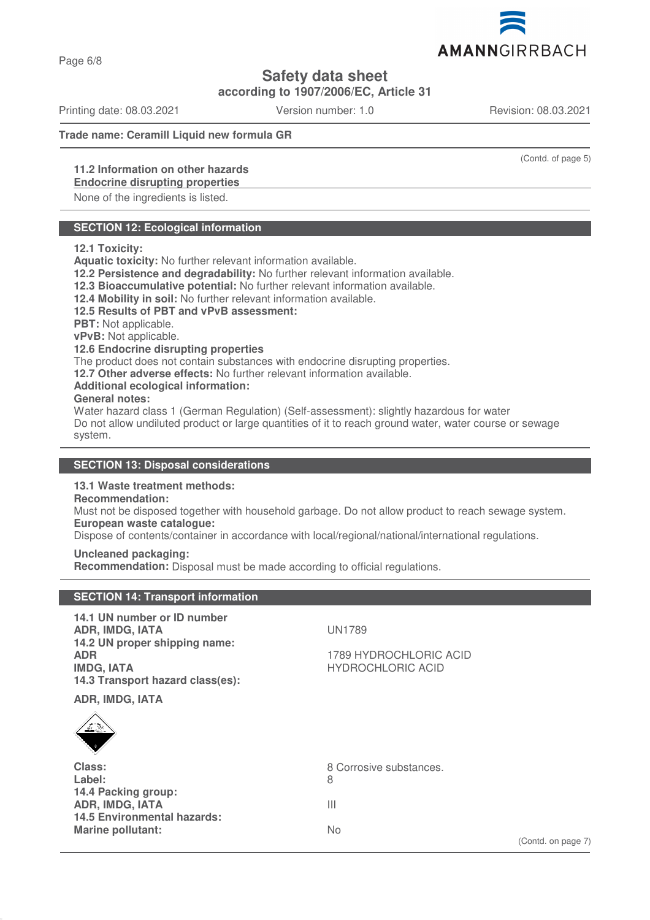**Safety data sheet**
**according to 1907/2006/EC, Article 31**

Printing date: 08.03.2021 Version number: 1.0 Revision: 08.03.2021

**Trade name: Ceramill Liquid new formula GR**

(Contd. of page 5)

**11.2 Information on other hazards**
**Endocrine disrupting properties**

None of the ingredients is listed.

## SECTION 12: Ecological information

**12.1 Toxicity:**
**Aquatic toxicity:** No further relevant information available.
**12.2 Persistence and degradability:** No further relevant information available.
**12.3 Bioaccumulative potential:** No further relevant information available.
**12.4 Mobility in soil:** No further relevant information available.
**12.5 Results of PBT and vPvB assessment:**
**PBT:** Not applicable.
**vPvB:** Not applicable.
**12.6 Endocrine disrupting properties**
The product does not contain substances with endocrine disrupting properties.
**12.7 Other adverse effects:** No further relevant information available.
**Additional ecological information:**
**General notes:**
Water hazard class 1 (German Regulation) (Self-assessment): slightly hazardous for water
Do not allow undiluted product or large quantities of it to reach ground water, water course or sewage system.

## SECTION 13: Disposal considerations

**13.1 Waste treatment methods:**
**Recommendation:**
Must not be disposed together with household garbage. Do not allow product to reach sewage system.
**European waste catalogue:**
Dispose of contents/container in accordance with local/regional/national/international regulations.

**Uncleaned packaging:**
**Recommendation:** Disposal must be made according to official regulations.

## SECTION 14: Transport information

| | |
|---|---|
| **14.1 UN number or ID number** | |
| **ADR, IMDG, IATA** | UN1789 |
| **14.2 UN proper shipping name:** | |
| **ADR** | 1789 HYDROCHLORIC ACID |
| **IMDG, IATA** | HYDROCHLORIC ACID |
| **14.3 Transport hazard class(es):** | |
| **ADR, IMDG, IATA** | |
| **Class:** | 8 Corrosive substances. |
| **Label:** | 8 |
| **14.4 Packing group:** | |
| **ADR, IMDG, IATA** | III |
| **14.5 Environmental hazards:** | |
| **Marine pollutant:** | No |

(Contd. on page 7)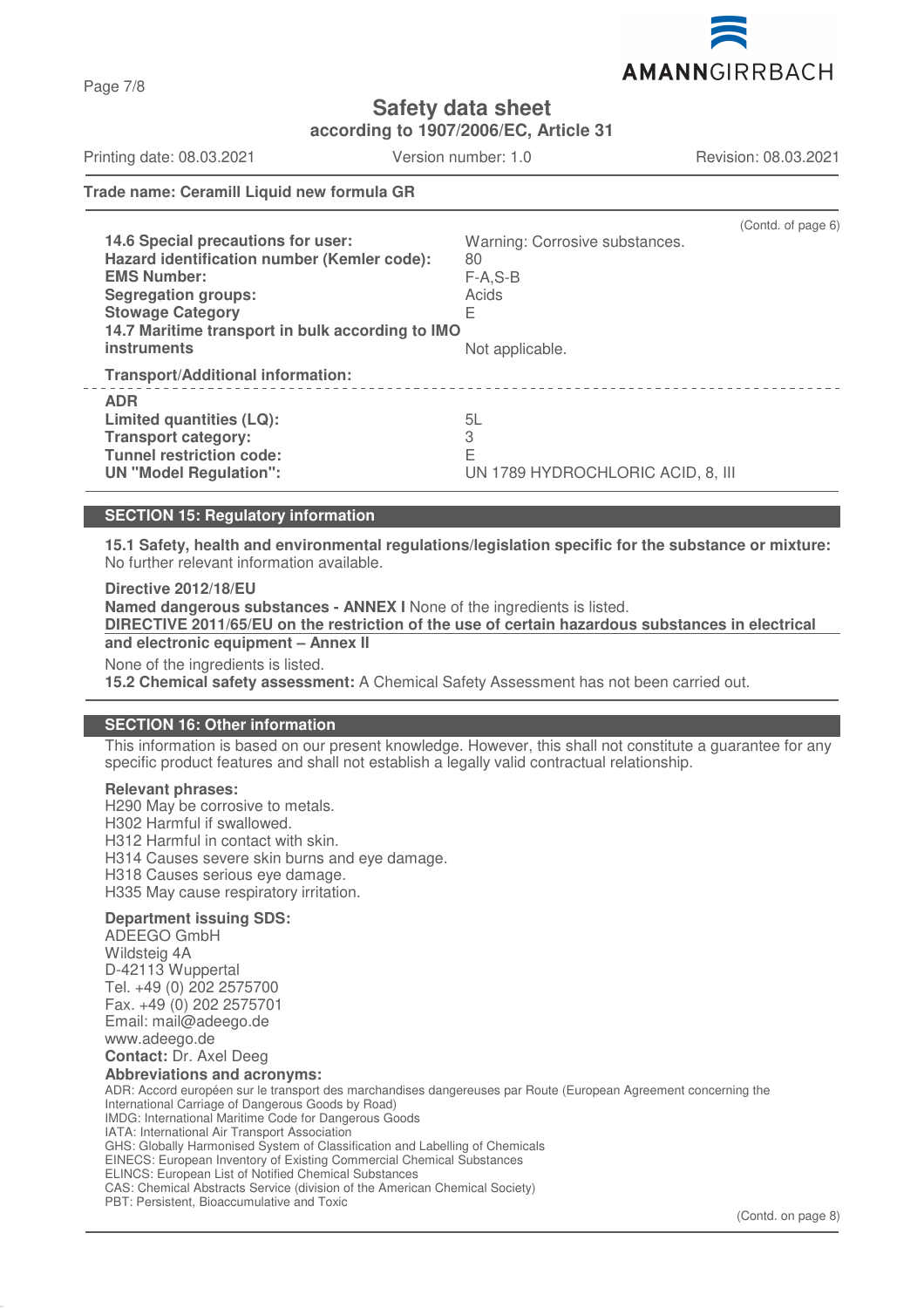# Safety data sheet

**according to 1907/2006/EC, Article 31**

Printing date: 08.03.2021 Version number: 1.0 Revision: 08.03.2021

**Trade name: Ceramill Liquid new formula GR**

(Contd. of page 6)

| | |
|---|---|
| **14.6 Special precautions for user:** | Warning: Corrosive substances. |
| **Hazard identification number (Kemler code):** | 80 |
| **EMS Number:** | F-A,S-B |
| **Segregation groups:** | Acids |
| **Stowage Category** | E |
| **14.7 Maritime transport in bulk according to IMO instruments** | Not applicable. |

**Transport/Additional information:**

| | |
|---|---|
| **ADR** | |
| **Limited quantities (LQ):** | 5L |
| **Transport category:** | 3 |
| **Tunnel restriction code:** | E |
| **UN "Model Regulation":** | UN 1789 HYDROCHLORIC ACID, 8, III |

## SECTION 15: Regulatory information

**15.1 Safety, health and environmental regulations/legislation specific for the substance or mixture:** No further relevant information available.

**Directive 2012/18/EU**

**Named dangerous substances - ANNEX I** None of the ingredients is listed.

**DIRECTIVE 2011/65/EU on the restriction of the use of certain hazardous substances in electrical and electronic equipment – Annex II**

None of the ingredients is listed.

**15.2 Chemical safety assessment:** A Chemical Safety Assessment has not been carried out.

## SECTION 16: Other information

This information is based on our present knowledge. However, this shall not constitute a guarantee for any specific product features and shall not establish a legally valid contractual relationship.

**Relevant phrases:**

H290 May be corrosive to metals.
H302 Harmful if swallowed.
H312 Harmful in contact with skin.
H314 Causes severe skin burns and eye damage.
H318 Causes serious eye damage.
H335 May cause respiratory irritation.

**Department issuing SDS:**

ADEEGO GmbH
Wildsteig 4A
D-42113 Wuppertal
Tel. +49 (0) 202 2575700
Fax. +49 (0) 202 2575701
Email: mail@adeego.de
www.adeego.de
**Contact:** Dr. Axel Deeg

**Abbreviations and acronyms:**

ADR: Accord européen sur le transport des marchandises dangereuses par Route (European Agreement concerning the International Carriage of Dangerous Goods by Road)
IMDG: International Maritime Code for Dangerous Goods
IATA: International Air Transport Association
GHS: Globally Harmonised System of Classification and Labelling of Chemicals
EINECS: European Inventory of Existing Commercial Chemical Substances
ELINCS: European List of Notified Chemical Substances
CAS: Chemical Abstracts Service (division of the American Chemical Society)
PBT: Persistent, Bioaccumulative and Toxic

(Contd. on page 8)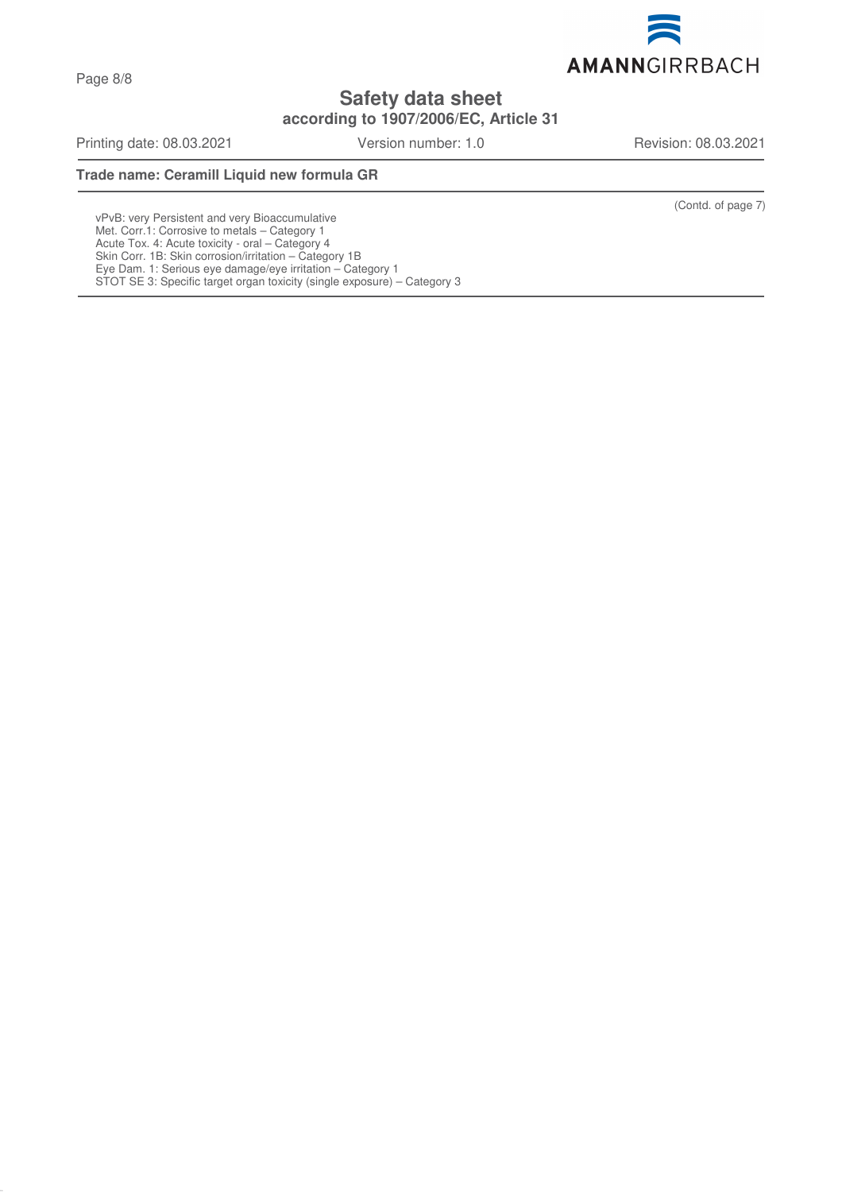(Contd. of page 7)

vPvB: very Persistent and very Bioaccumulative
Met. Corr.1: Corrosive to metals – Category 1
Acute Tox. 4: Acute toxicity - oral – Category 4
Skin Corr. 1B: Skin corrosion/irritation – Category 1B
Eye Dam. 1: Serious eye damage/eye irritation – Category 1
STOT SE 3: Specific target organ toxicity (single exposure) – Category 3